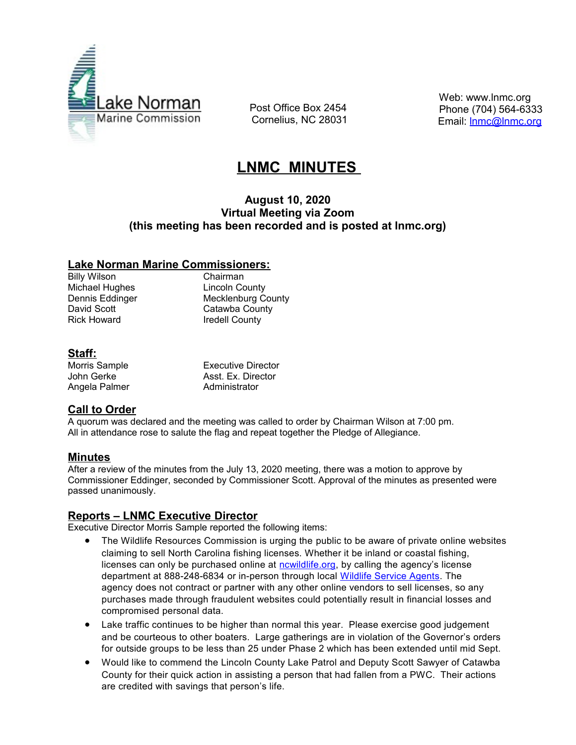Lake Norman Marine Commission

Post Office Box 2454
Cornelius, NC 28031

Web: www.lnmc.org
Phone (704) 564-6333
Email: lnmc@lnmc.org

# LNMC MINUTES

**August 10, 2020**
**Virtual Meeting via Zoom**
**(this meeting has been recorded and is posted at lnmc.org)**

## Lake Norman Marine Commissioners:

| | |
|---|---|
| Billy Wilson | Chairman |
| Michael Hughes | Lincoln County |
| Dennis Eddinger | Mecklenburg County |
| David Scott | Catawba County |
| Rick Howard | Iredell County |

## Staff:

| | |
|---|---|
| Morris Sample | Executive Director |
| John Gerke | Asst. Ex. Director |
| Angela Palmer | Administrator |

## Call to Order

A quorum was declared and the meeting was called to order by Chairman Wilson at 7:00 pm. All in attendance rose to salute the flag and repeat together the Pledge of Allegiance.

## Minutes

After a review of the minutes from the July 13, 2020 meeting, there was a motion to approve by Commissioner Eddinger, seconded by Commissioner Scott. Approval of the minutes as presented were passed unanimously.

## Reports – LNMC Executive Director

Executive Director Morris Sample reported the following items:

- The Wildlife Resources Commission is urging the public to be aware of private online websites claiming to sell North Carolina fishing licenses. Whether it be inland or coastal fishing, licenses can only be purchased online at ncwildlife.org, by calling the agency's license department at 888-248-6834 or in-person through local Wildlife Service Agents. The agency does not contract or partner with any other online vendors to sell licenses, so any purchases made through fraudulent websites could potentially result in financial losses and compromised personal data.
- Lake traffic continues to be higher than normal this year. Please exercise good judgement and be courteous to other boaters. Large gatherings are in violation of the Governor's orders for outside groups to be less than 25 under Phase 2 which has been extended until mid Sept.
- Would like to commend the Lincoln County Lake Patrol and Deputy Scott Sawyer of Catawba County for their quick action in assisting a person that had fallen from a PWC. Their actions are credited with savings that person's life.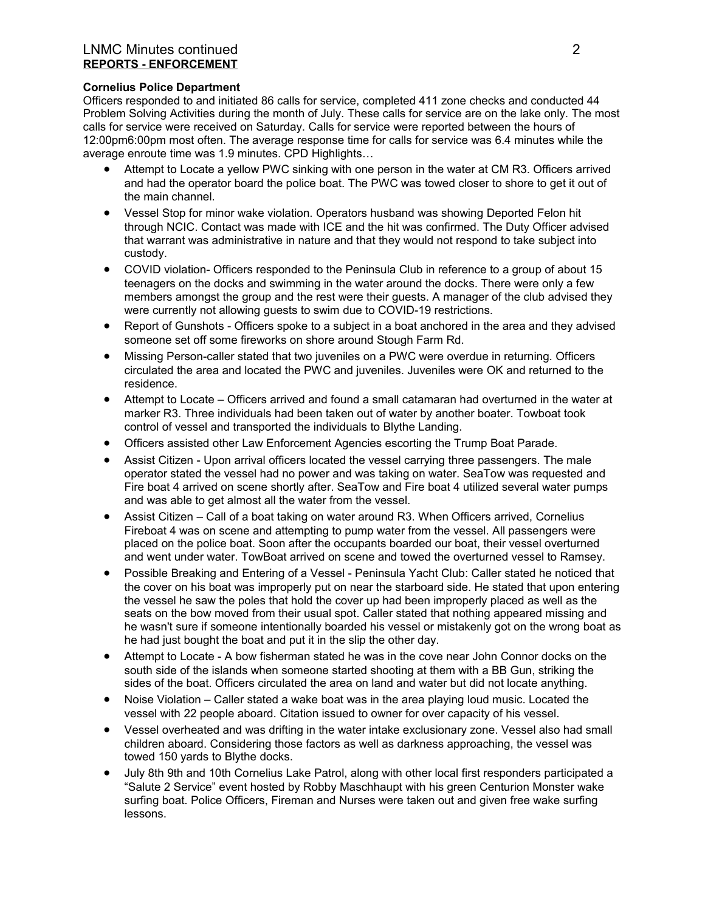## **REPORTS - ENFORCEMENT**

**Cornelius Police Department**

Officers responded to and initiated 86 calls for service, completed 411 zone checks and conducted 44 Problem Solving Activities during the month of July. These calls for service are on the lake only. The most calls for service were received on Saturday. Calls for service were reported between the hours of 12:00pm6:00pm most often. The average response time for calls for service was 6.4 minutes while the average enroute time was 1.9 minutes. CPD Highlights…

- Attempt to Locate a yellow PWC sinking with one person in the water at CM R3. Officers arrived and had the operator board the police boat. The PWC was towed closer to shore to get it out of the main channel.
- Vessel Stop for minor wake violation. Operators husband was showing Deported Felon hit through NCIC. Contact was made with ICE and the hit was confirmed. The Duty Officer advised that warrant was administrative in nature and that they would not respond to take subject into custody.
- COVID violation- Officers responded to the Peninsula Club in reference to a group of about 15 teenagers on the docks and swimming in the water around the docks. There were only a few members amongst the group and the rest were their guests. A manager of the club advised they were currently not allowing guests to swim due to COVID-19 restrictions.
- Report of Gunshots - Officers spoke to a subject in a boat anchored in the area and they advised someone set off some fireworks on shore around Stough Farm Rd.
- Missing Person-caller stated that two juveniles on a PWC were overdue in returning. Officers circulated the area and located the PWC and juveniles. Juveniles were OK and returned to the residence.
- Attempt to Locate – Officers arrived and found a small catamaran had overturned in the water at marker R3. Three individuals had been taken out of water by another boater. Towboat took control of vessel and transported the individuals to Blythe Landing.
- Officers assisted other Law Enforcement Agencies escorting the Trump Boat Parade.
- Assist Citizen - Upon arrival officers located the vessel carrying three passengers. The male operator stated the vessel had no power and was taking on water. SeaTow was requested and Fire boat 4 arrived on scene shortly after. SeaTow and Fire boat 4 utilized several water pumps and was able to get almost all the water from the vessel.
- Assist Citizen – Call of a boat taking on water around R3. When Officers arrived, Cornelius Fireboat 4 was on scene and attempting to pump water from the vessel. All passengers were placed on the police boat. Soon after the occupants boarded our boat, their vessel overturned and went under water. TowBoat arrived on scene and towed the overturned vessel to Ramsey.
- Possible Breaking and Entering of a Vessel - Peninsula Yacht Club: Caller stated he noticed that the cover on his boat was improperly put on near the starboard side. He stated that upon entering the vessel he saw the poles that hold the cover up had been improperly placed as well as the seats on the bow moved from their usual spot. Caller stated that nothing appeared missing and he wasn't sure if someone intentionally boarded his vessel or mistakenly got on the wrong boat as he had just bought the boat and put it in the slip the other day.
- Attempt to Locate - A bow fisherman stated he was in the cove near John Connor docks on the south side of the islands when someone started shooting at them with a BB Gun, striking the sides of the boat. Officers circulated the area on land and water but did not locate anything.
- Noise Violation – Caller stated a wake boat was in the area playing loud music. Located the vessel with 22 people aboard. Citation issued to owner for over capacity of his vessel.
- Vessel overheated and was drifting in the water intake exclusionary zone. Vessel also had small children aboard. Considering those factors as well as darkness approaching, the vessel was towed 150 yards to Blythe docks.
- July 8th 9th and 10th Cornelius Lake Patrol, along with other local first responders participated a "Salute 2 Service" event hosted by Robby Maschhaupt with his green Centurion Monster wake surfing boat. Police Officers, Fireman and Nurses were taken out and given free wake surfing lessons.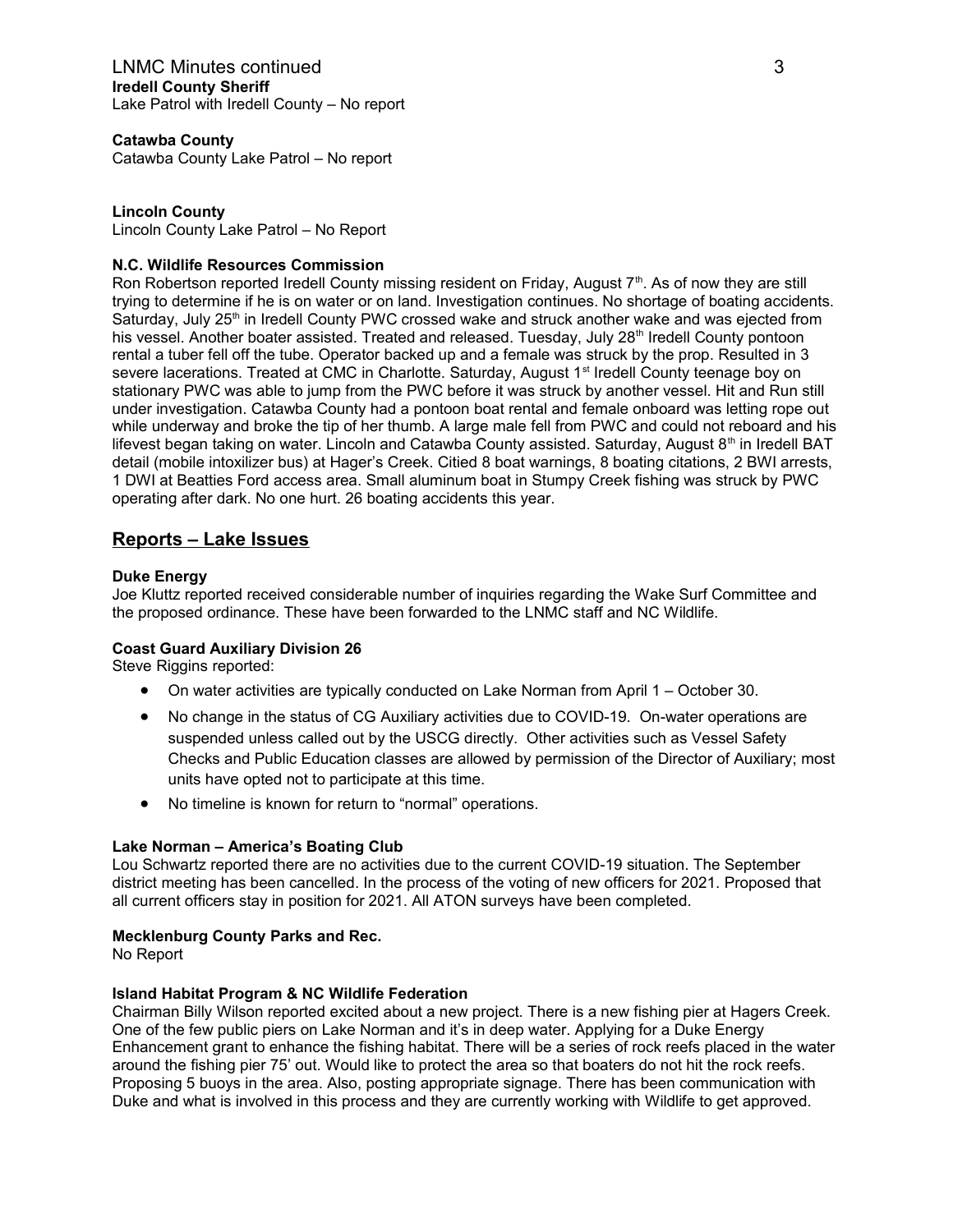**Iredell County Sheriff**
Lake Patrol with Iredell County – No report

**Catawba County**
Catawba County Lake Patrol – No report

**Lincoln County**
Lincoln County Lake Patrol – No Report

**N.C. Wildlife Resources Commission**
Ron Robertson reported Iredell County missing resident on Friday, August 7th. As of now they are still trying to determine if he is on water or on land. Investigation continues. No shortage of boating accidents. Saturday, July 25th in Iredell County PWC crossed wake and struck another wake and was ejected from his vessel. Another boater assisted. Treated and released. Tuesday, July 28th Iredell County pontoon rental a tuber fell off the tube. Operator backed up and a female was struck by the prop. Resulted in 3 severe lacerations. Treated at CMC in Charlotte. Saturday, August 1st Iredell County teenage boy on stationary PWC was able to jump from the PWC before it was struck by another vessel. Hit and Run still under investigation. Catawba County had a pontoon boat rental and female onboard was letting rope out while underway and broke the tip of her thumb. A large male fell from PWC and could not reboard and his lifevest began taking on water. Lincoln and Catawba County assisted. Saturday, August 8th in Iredell BAT detail (mobile intoxilizer bus) at Hager's Creek. Citied 8 boat warnings, 8 boating citations, 2 BWI arrests, 1 DWI at Beatties Ford access area. Small aluminum boat in Stumpy Creek fishing was struck by PWC operating after dark. No one hurt. 26 boating accidents this year.

## Reports – Lake Issues

**Duke Energy**
Joe Kluttz reported received considerable number of inquiries regarding the Wake Surf Committee and the proposed ordinance. These have been forwarded to the LNMC staff and NC Wildlife.

**Coast Guard Auxiliary Division 26**
Steve Riggins reported:

- On water activities are typically conducted on Lake Norman from April 1 – October 30.
- No change in the status of CG Auxiliary activities due to COVID-19. On-water operations are suspended unless called out by the USCG directly. Other activities such as Vessel Safety Checks and Public Education classes are allowed by permission of the Director of Auxiliary; most units have opted not to participate at this time.
- No timeline is known for return to "normal" operations.

**Lake Norman – America's Boating Club**
Lou Schwartz reported there are no activities due to the current COVID-19 situation. The September district meeting has been cancelled. In the process of the voting of new officers for 2021. Proposed that all current officers stay in position for 2021. All ATON surveys have been completed.

**Mecklenburg County Parks and Rec.**
No Report

**Island Habitat Program & NC Wildlife Federation**
Chairman Billy Wilson reported excited about a new project. There is a new fishing pier at Hagers Creek. One of the few public piers on Lake Norman and it's in deep water. Applying for a Duke Energy Enhancement grant to enhance the fishing habitat. There will be a series of rock reefs placed in the water around the fishing pier 75' out. Would like to protect the area so that boaters do not hit the rock reefs. Proposing 5 buoys in the area. Also, posting appropriate signage. There has been communication with Duke and what is involved in this process and they are currently working with Wildlife to get approved.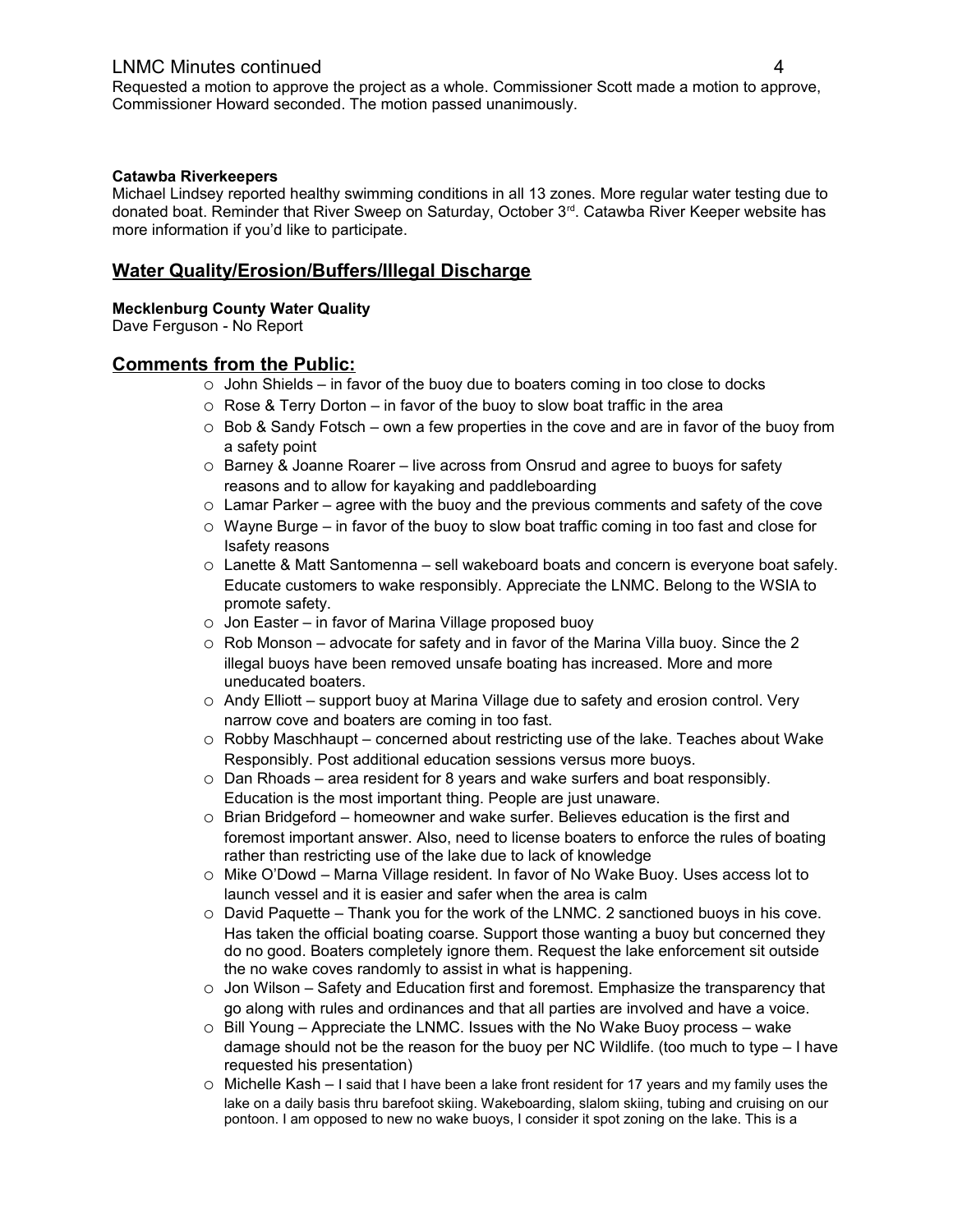Requested a motion to approve the project as a whole. Commissioner Scott made a motion to approve, Commissioner Howard seconded. The motion passed unanimously.

**Catawba Riverkeepers**

Michael Lindsey reported healthy swimming conditions in all 13 zones. More regular water testing due to donated boat. Reminder that River Sweep on Saturday, October 3rd. Catawba River Keeper website has more information if you'd like to participate.

## Water Quality/Erosion/Buffers/Illegal Discharge

**Mecklenburg County Water Quality**

Dave Ferguson - No Report

## Comments from the Public:

- John Shields – in favor of the buoy due to boaters coming in too close to docks
- Rose & Terry Dorton – in favor of the buoy to slow boat traffic in the area
- Bob & Sandy Fotsch – own a few properties in the cove and are in favor of the buoy from a safety point
- Barney & Joanne Roarer – live across from Onsrud and agree to buoys for safety reasons and to allow for kayaking and paddleboarding
- Lamar Parker – agree with the buoy and the previous comments and safety of the cove
- Wayne Burge – in favor of the buoy to slow boat traffic coming in too fast and close for Isafety reasons
- Lanette & Matt Santomenna – sell wakeboard boats and concern is everyone boat safely. Educate customers to wake responsibly. Appreciate the LNMC. Belong to the WSIA to promote safety.
- Jon Easter – in favor of Marina Village proposed buoy
- Rob Monson – advocate for safety and in favor of the Marina Villa buoy. Since the 2 illegal buoys have been removed unsafe boating has increased. More and more uneducated boaters.
- Andy Elliott – support buoy at Marina Village due to safety and erosion control. Very narrow cove and boaters are coming in too fast.
- Robby Maschhaupt – concerned about restricting use of the lake. Teaches about Wake Responsibly. Post additional education sessions versus more buoys.
- Dan Rhoads – area resident for 8 years and wake surfers and boat responsibly. Education is the most important thing. People are just unaware.
- Brian Bridgeford – homeowner and wake surfer. Believes education is the first and foremost important answer. Also, need to license boaters to enforce the rules of boating rather than restricting use of the lake due to lack of knowledge
- Mike O'Dowd – Marna Village resident. In favor of No Wake Buoy. Uses access lot to launch vessel and it is easier and safer when the area is calm
- David Paquette – Thank you for the work of the LNMC. 2 sanctioned buoys in his cove. Has taken the official boating coarse. Support those wanting a buoy but concerned they do no good. Boaters completely ignore them. Request the lake enforcement sit outside the no wake coves randomly to assist in what is happening.
- Jon Wilson – Safety and Education first and foremost. Emphasize the transparency that go along with rules and ordinances and that all parties are involved and have a voice.
- Bill Young – Appreciate the LNMC. Issues with the No Wake Buoy process – wake damage should not be the reason for the buoy per NC Wildlife. (too much to type – I have requested his presentation)
- Michelle Kash – I said that I have been a lake front resident for 17 years and my family uses the lake on a daily basis thru barefoot skiing. Wakeboarding, slalom skiing, tubing and cruising on our pontoon. I am opposed to new no wake buoys, I consider it spot zoning on the lake. This is a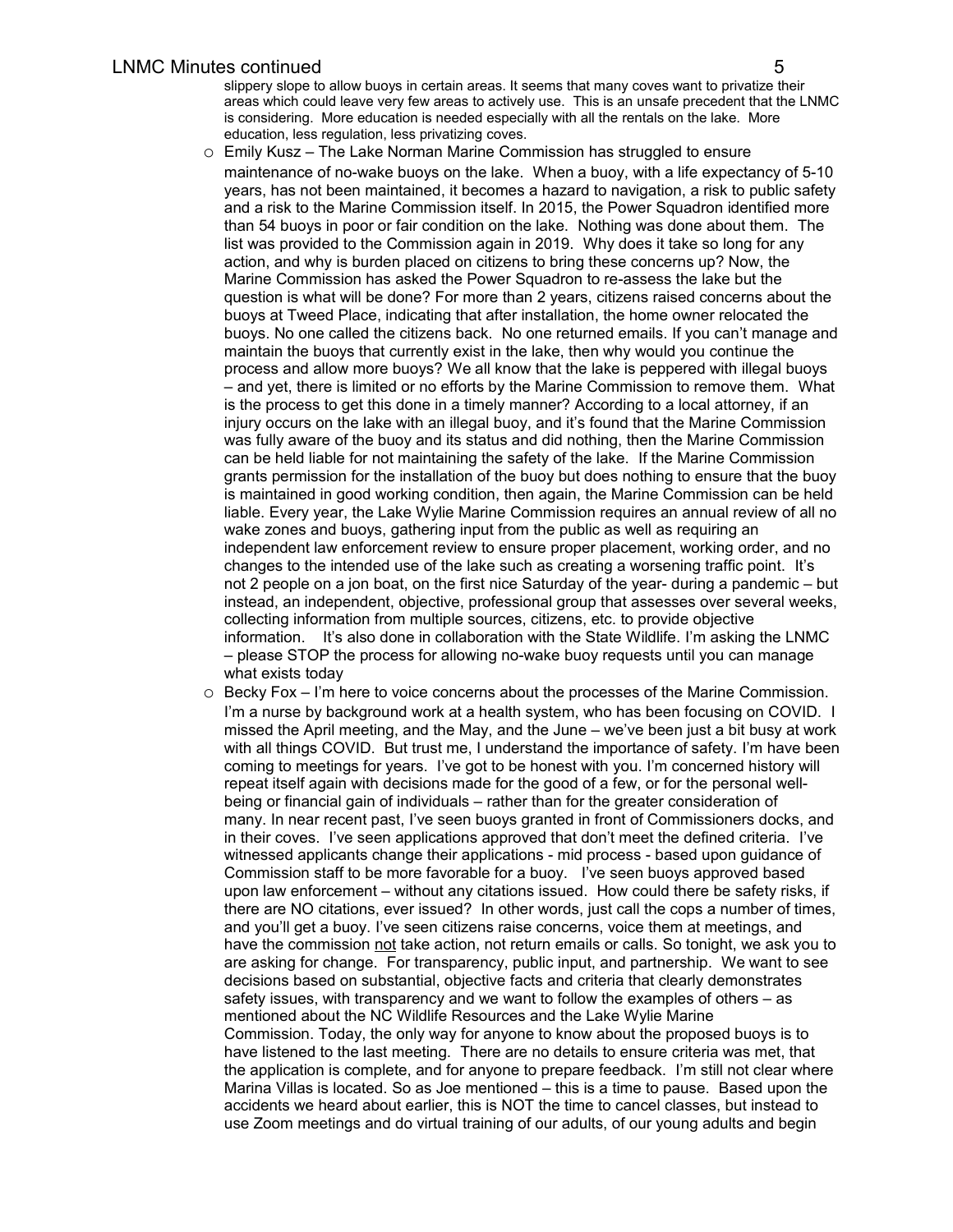slippery slope to allow buoys in certain areas. It seems that many coves want to privatize their areas which could leave very few areas to actively use. This is an unsafe precedent that the LNMC is considering. More education is needed especially with all the rentals on the lake. More education, less regulation, less privatizing coves.

- Emily Kusz – The Lake Norman Marine Commission has struggled to ensure maintenance of no-wake buoys on the lake. When a buoy, with a life expectancy of 5-10 years, has not been maintained, it becomes a hazard to navigation, a risk to public safety and a risk to the Marine Commission itself. In 2015, the Power Squadron identified more than 54 buoys in poor or fair condition on the lake. Nothing was done about them. The list was provided to the Commission again in 2019. Why does it take so long for any action, and why is burden placed on citizens to bring these concerns up? Now, the Marine Commission has asked the Power Squadron to re-assess the lake but the question is what will be done? For more than 2 years, citizens raised concerns about the buoys at Tweed Place, indicating that after installation, the home owner relocated the buoys. No one called the citizens back. No one returned emails. If you can't manage and maintain the buoys that currently exist in the lake, then why would you continue the process and allow more buoys? We all know that the lake is peppered with illegal buoys – and yet, there is limited or no efforts by the Marine Commission to remove them. What is the process to get this done in a timely manner? According to a local attorney, if an injury occurs on the lake with an illegal buoy, and it's found that the Marine Commission was fully aware of the buoy and its status and did nothing, then the Marine Commission can be held liable for not maintaining the safety of the lake. If the Marine Commission grants permission for the installation of the buoy but does nothing to ensure that the buoy is maintained in good working condition, then again, the Marine Commission can be held liable. Every year, the Lake Wylie Marine Commission requires an annual review of all no wake zones and buoys, gathering input from the public as well as requiring an independent law enforcement review to ensure proper placement, working order, and no changes to the intended use of the lake such as creating a worsening traffic point. It's not 2 people on a jon boat, on the first nice Saturday of the year- during a pandemic – but instead, an independent, objective, professional group that assesses over several weeks, collecting information from multiple sources, citizens, etc. to provide objective information. It's also done in collaboration with the State Wildlife. I'm asking the LNMC – please STOP the process for allowing no-wake buoy requests until you can manage what exists today
- Becky Fox – I'm here to voice concerns about the processes of the Marine Commission. I'm a nurse by background work at a health system, who has been focusing on COVID. I missed the April meeting, and the May, and the June – we've been just a bit busy at work with all things COVID. But trust me, I understand the importance of safety. I'm have been coming to meetings for years. I've got to be honest with you. I'm concerned history will repeat itself again with decisions made for the good of a few, or for the personal well-being or financial gain of individuals – rather than for the greater consideration of many. In near recent past, I've seen buoys granted in front of Commissioners docks, and in their coves. I've seen applications approved that don't meet the defined criteria. I've witnessed applicants change their applications - mid process - based upon guidance of Commission staff to be more favorable for a buoy. I've seen buoys approved based upon law enforcement – without any citations issued. How could there be safety risks, if there are NO citations, ever issued? In other words, just call the cops a number of times, and you'll get a buoy. I've seen citizens raise concerns, voice them at meetings, and have the commission <u>not</u> take action, not return emails or calls. So tonight, we ask you to are asking for change. For transparency, public input, and partnership. We want to see decisions based on substantial, objective facts and criteria that clearly demonstrates safety issues, with transparency and we want to follow the examples of others – as mentioned about the NC Wildlife Resources and the Lake Wylie Marine Commission. Today, the only way for anyone to know about the proposed buoys is to have listened to the last meeting. There are no details to ensure criteria was met, that the application is complete, and for anyone to prepare feedback. I'm still not clear where Marina Villas is located. So as Joe mentioned – this is a time to pause. Based upon the accidents we heard about earlier, this is NOT the time to cancel classes, but instead to use Zoom meetings and do virtual training of our adults, of our young adults and begin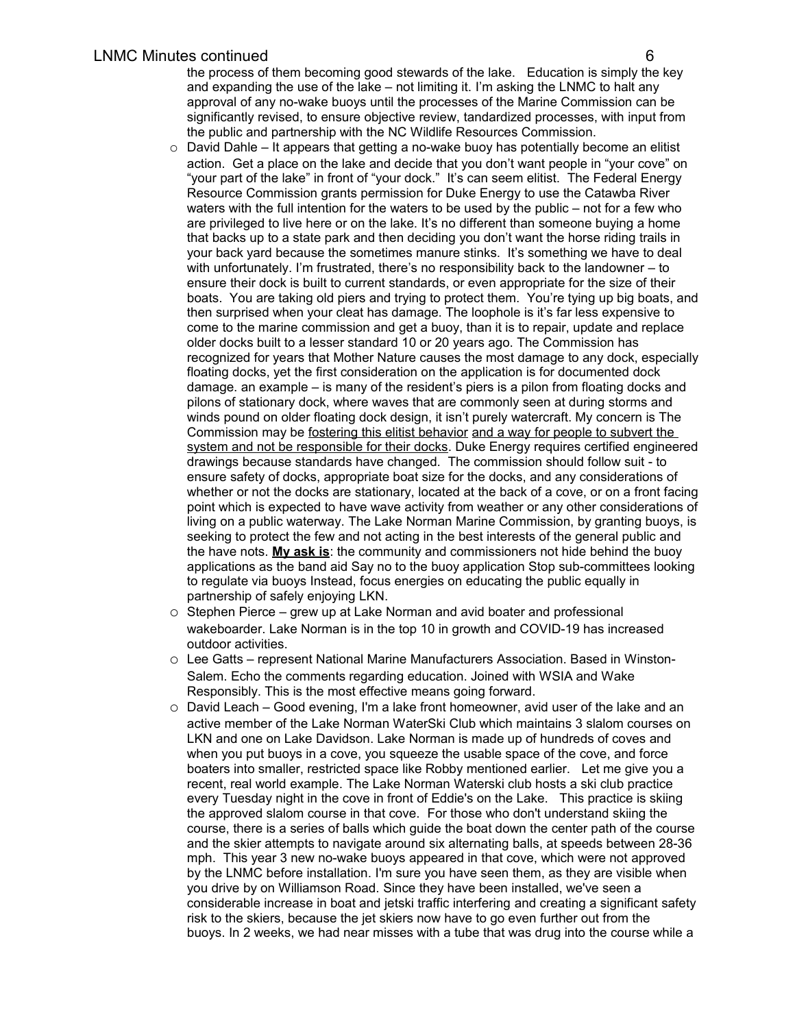the process of them becoming good stewards of the lake. Education is simply the key and expanding the use of the lake – not limiting it. I'm asking the LNMC to halt any approval of any no-wake buoys until the processes of the Marine Commission can be significantly revised, to ensure objective review, tandardized processes, with input from the public and partnership with the NC Wildlife Resources Commission.

- David Dahle – It appears that getting a no-wake buoy has potentially become an elitist action. Get a place on the lake and decide that you don't want people in "your cove" on "your part of the lake" in front of "your dock." It's can seem elitist. The Federal Energy Resource Commission grants permission for Duke Energy to use the Catawba River waters with the full intention for the waters to be used by the public – not for a few who are privileged to live here or on the lake. It's no different than someone buying a home that backs up to a state park and then deciding you don't want the horse riding trails in your back yard because the sometimes manure stinks. It's something we have to deal with unfortunately. I'm frustrated, there's no responsibility back to the landowner – to ensure their dock is built to current standards, or even appropriate for the size of their boats. You are taking old piers and trying to protect them. You're tying up big boats, and then surprised when your cleat has damage. The loophole is it's far less expensive to come to the marine commission and get a buoy, than it is to repair, update and replace older docks built to a lesser standard 10 or 20 years ago. The Commission has recognized for years that Mother Nature causes the most damage to any dock, especially floating docks, yet the first consideration on the application is for documented dock damage. an example – is many of the resident's piers is a pilon from floating docks and pilons of stationary dock, where waves that are commonly seen at during storms and winds pound on older floating dock design, it isn't purely watercraft. My concern is The Commission may be <u>fostering this elitist behavior</u> <u>and a way for people to subvert the system and not be responsible for their docks</u>. Duke Energy requires certified engineered drawings because standards have changed. The commission should follow suit - to ensure safety of docks, appropriate boat size for the docks, and any considerations of whether or not the docks are stationary, located at the back of a cove, or on a front facing point which is expected to have wave activity from weather or any other considerations of living on a public waterway. The Lake Norman Marine Commission, by granting buoys, is seeking to protect the few and not acting in the best interests of the general public and the have nots. <u>**My ask is**</u>: the community and commissioners not hide behind the buoy applications as the band aid Say no to the buoy application Stop sub-committees looking to regulate via buoys Instead, focus energies on educating the public equally in partnership of safely enjoying LKN.
- Stephen Pierce – grew up at Lake Norman and avid boater and professional wakeboarder. Lake Norman is in the top 10 in growth and COVID-19 has increased outdoor activities.
- Lee Gatts – represent National Marine Manufacturers Association. Based in Winston-Salem. Echo the comments regarding education. Joined with WSIA and Wake Responsibly. This is the most effective means going forward.
- David Leach – Good evening, I'm a lake front homeowner, avid user of the lake and an active member of the Lake Norman WaterSki Club which maintains 3 slalom courses on LKN and one on Lake Davidson. Lake Norman is made up of hundreds of coves and when you put buoys in a cove, you squeeze the usable space of the cove, and force boaters into smaller, restricted space like Robby mentioned earlier. Let me give you a recent, real world example. The Lake Norman Waterski club hosts a ski club practice every Tuesday night in the cove in front of Eddie's on the Lake. This practice is skiing the approved slalom course in that cove. For those who don't understand skiing the course, there is a series of balls which guide the boat down the center path of the course and the skier attempts to navigate around six alternating balls, at speeds between 28-36 mph. This year 3 new no-wake buoys appeared in that cove, which were not approved by the LNMC before installation. I'm sure you have seen them, as they are visible when you drive by on Williamson Road. Since they have been installed, we've seen a considerable increase in boat and jetski traffic interfering and creating a significant safety risk to the skiers, because the jet skiers now have to go even further out from the buoys. In 2 weeks, we had near misses with a tube that was drug into the course while a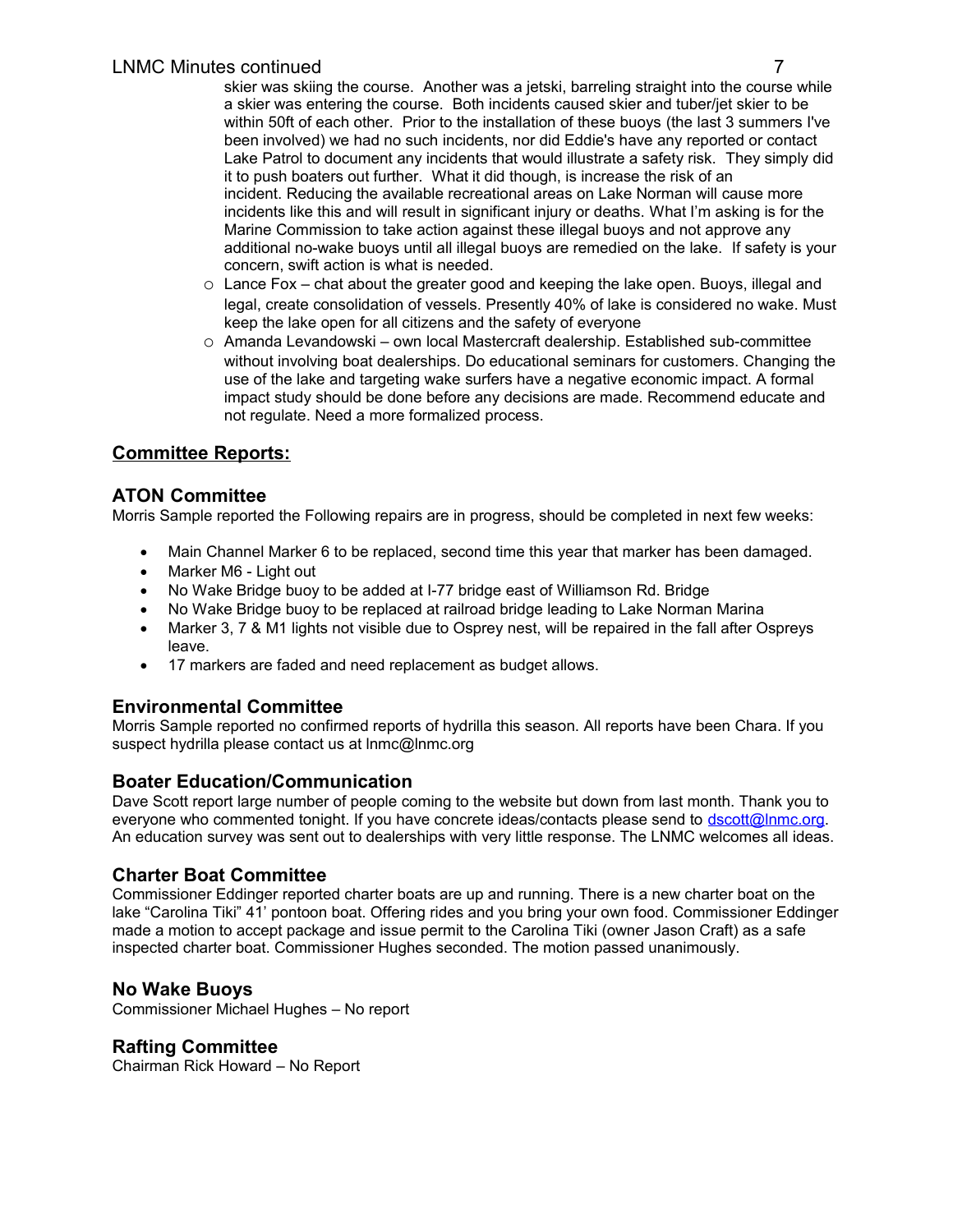skier was skiing the course. Another was a jetski, barreling straight into the course while a skier was entering the course. Both incidents caused skier and tuber/jet skier to be within 50ft of each other. Prior to the installation of these buoys (the last 3 summers I've been involved) we had no such incidents, nor did Eddie's have any reported or contact Lake Patrol to document any incidents that would illustrate a safety risk. They simply did it to push boaters out further. What it did though, is increase the risk of an incident. Reducing the available recreational areas on Lake Norman will cause more incidents like this and will result in significant injury or deaths. What I'm asking is for the Marine Commission to take action against these illegal buoys and not approve any additional no-wake buoys until all illegal buoys are remedied on the lake. If safety is your concern, swift action is what is needed.

- Lance Fox – chat about the greater good and keeping the lake open. Buoys, illegal and legal, create consolidation of vessels. Presently 40% of lake is considered no wake. Must keep the lake open for all citizens and the safety of everyone
- Amanda Levandowski – own local Mastercraft dealership. Established sub-committee without involving boat dealerships. Do educational seminars for customers. Changing the use of the lake and targeting wake surfers have a negative economic impact. A formal impact study should be done before any decisions are made. Recommend educate and not regulate. Need a more formalized process.

## Committee Reports:

### ATON Committee

Morris Sample reported the Following repairs are in progress, should be completed in next few weeks:

- Main Channel Marker 6 to be replaced, second time this year that marker has been damaged.
- Marker M6 - Light out
- No Wake Bridge buoy to be added at I-77 bridge east of Williamson Rd. Bridge
- No Wake Bridge buoy to be replaced at railroad bridge leading to Lake Norman Marina
- Marker 3, 7 & M1 lights not visible due to Osprey nest, will be repaired in the fall after Ospreys leave.
- 17 markers are faded and need replacement as budget allows.

### Environmental Committee

Morris Sample reported no confirmed reports of hydrilla this season. All reports have been Chara. If you suspect hydrilla please contact us at lnmc@lnmc.org

### Boater Education/Communication

Dave Scott report large number of people coming to the website but down from last month. Thank you to everyone who commented tonight. If you have concrete ideas/contacts please send to dscott@lnmc.org. An education survey was sent out to dealerships with very little response. The LNMC welcomes all ideas.

### Charter Boat Committee

Commissioner Eddinger reported charter boats are up and running. There is a new charter boat on the lake "Carolina Tiki" 41' pontoon boat. Offering rides and you bring your own food. Commissioner Eddinger made a motion to accept package and issue permit to the Carolina Tiki (owner Jason Craft) as a safe inspected charter boat. Commissioner Hughes seconded. The motion passed unanimously.

### No Wake Buoys

Commissioner Michael Hughes – No report

### Rafting Committee

Chairman Rick Howard – No Report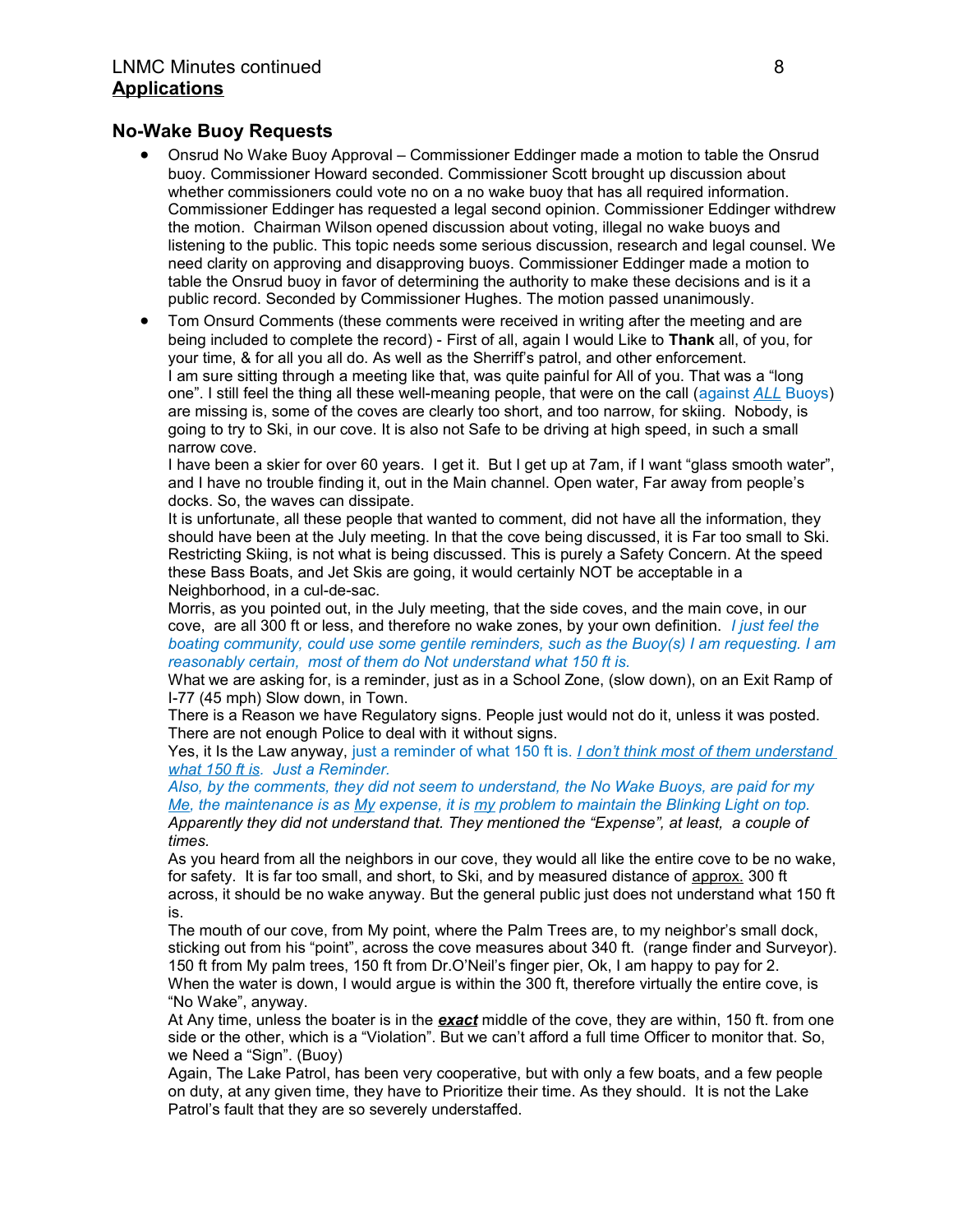## Applications

### No-Wake Buoy Requests

- Onsrud No Wake Buoy Approval – Commissioner Eddinger made a motion to table the Onsrud buoy. Commissioner Howard seconded. Commissioner Scott brought up discussion about whether commissioners could vote no on a no wake buoy that has all required information. Commissioner Eddinger has requested a legal second opinion. Commissioner Eddinger withdrew the motion. Chairman Wilson opened discussion about voting, illegal no wake buoys and listening to the public. This topic needs some serious discussion, research and legal counsel. We need clarity on approving and disapproving buoys. Commissioner Eddinger made a motion to table the Onsrud buoy in favor of determining the authority to make these decisions and is it a public record. Seconded by Commissioner Hughes. The motion passed unanimously.
- Tom Onsurd Comments (these comments were received in writing after the meeting and are being included to complete the record) - First of all, again I would Like to **Thank** all, of you, for your time, & for all you all do. As well as the Sherriff's patrol, and other enforcement.
  I am sure sitting through a meeting like that, was quite painful for All of you. That was a "long one". I still feel the thing all these well-meaning people, that were on the call (against *ALL* Buoys) are missing is, some of the coves are clearly too short, and too narrow, for skiing. Nobody, is going to try to Ski, in our cove. It is also not Safe to be driving at high speed, in such a small narrow cove.
  I have been a skier for over 60 years. I get it. But I get up at 7am, if I want "glass smooth water", and I have no trouble finding it, out in the Main channel. Open water, Far away from people's docks. So, the waves can dissipate.
  It is unfortunate, all these people that wanted to comment, did not have all the information, they should have been at the July meeting. In that the cove being discussed, it is Far too small to Ski. Restricting Skiing, is not what is being discussed. This is purely a Safety Concern. At the speed these Bass Boats, and Jet Skis are going, it would certainly NOT be acceptable in a Neighborhood, in a cul-de-sac.
  Morris, as you pointed out, in the July meeting, that the side coves, and the main cove, in our cove, are all 300 ft or less, and therefore no wake zones, by your own definition. *I just feel the boating community, could use some gentile reminders, such as the Buoy(s) I am requesting. I am reasonably certain, most of them do Not understand what 150 ft is.*
  What we are asking for, is a reminder, just as in a School Zone, (slow down), on an Exit Ramp of I-77 (45 mph) Slow down, in Town.
  There is a Reason we have Regulatory signs. People just would not do it, unless it was posted. There are not enough Police to deal with it without signs.
  Yes, it Is the Law anyway, just a reminder of what 150 ft is. *I don't think most of them understand what 150 ft is. Just a Reminder.*
  *Also, by the comments, they did not seem to understand, the No Wake Buoys, are paid for my Me, the maintenance is as My expense, it is my problem to maintain the Blinking Light on top. Apparently they did not understand that. They mentioned the "Expense", at least, a couple of times.*
  As you heard from all the neighbors in our cove, they would all like the entire cove to be no wake, for safety. It is far too small, and short, to Ski, and by measured distance of approx. 300 ft across, it should be no wake anyway. But the general public just does not understand what 150 ft is.
  The mouth of our cove, from My point, where the Palm Trees are, to my neighbor's small dock, sticking out from his "point", across the cove measures about 340 ft. (range finder and Surveyor). 150 ft from My palm trees, 150 ft from Dr.O'Neil's finger pier, Ok, I am happy to pay for 2.
  When the water is down, I would argue is within the 300 ft, therefore virtually the entire cove, is "No Wake", anyway.
  At Any time, unless the boater is in the ***exact*** middle of the cove, they are within, 150 ft. from one side or the other, which is a "Violation". But we can't afford a full time Officer to monitor that. So, we Need a "Sign". (Buoy)
  Again, The Lake Patrol, has been very cooperative, but with only a few boats, and a few people on duty, at any given time, they have to Prioritize their time. As they should. It is not the Lake Patrol's fault that they are so severely understaffed.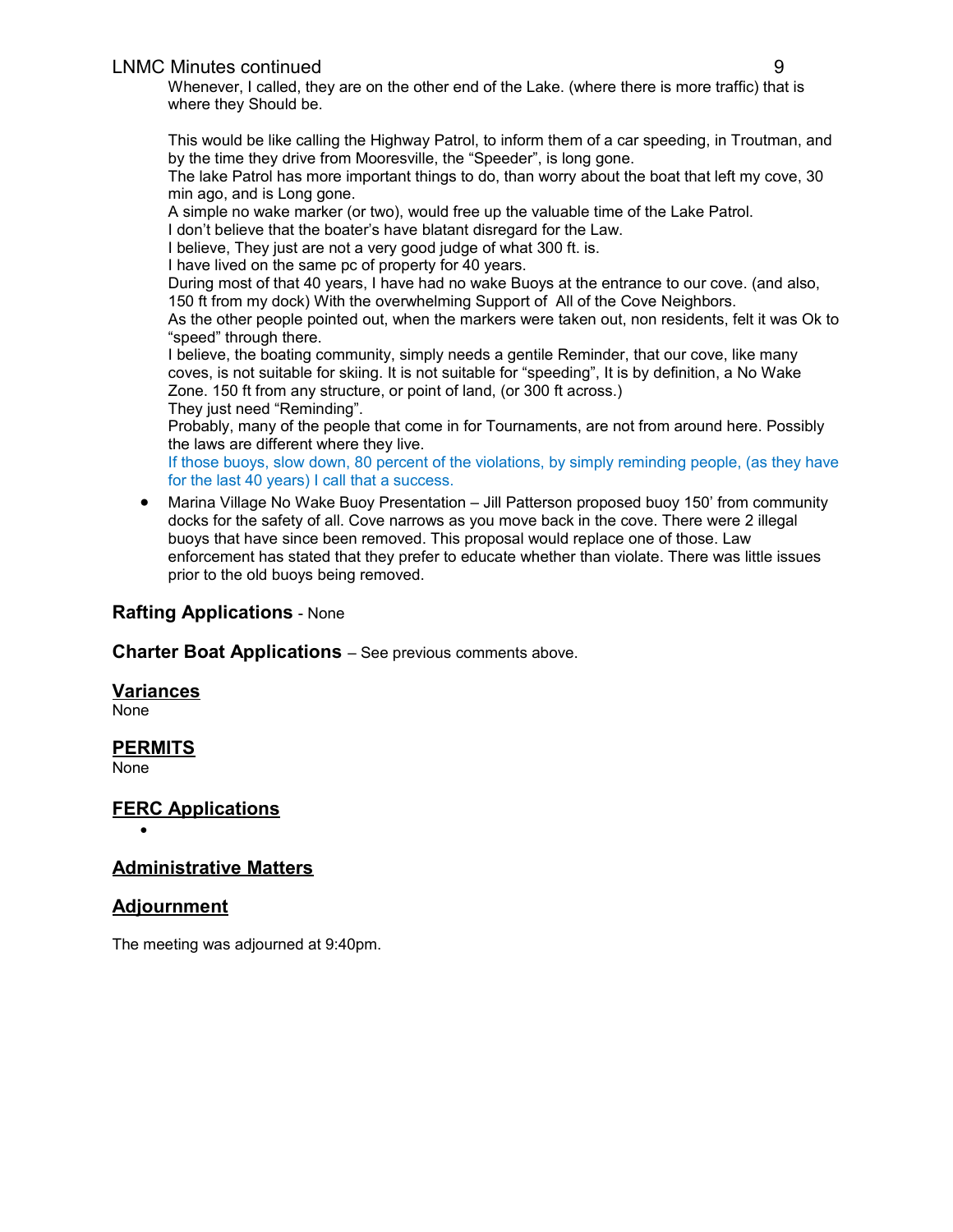Whenever, I called, they are on the other end of the Lake. (where there is more traffic) that is where they Should be.

This would be like calling the Highway Patrol, to inform them of a car speeding, in Troutman, and by the time they drive from Mooresville, the "Speeder", is long gone.
The lake Patrol has more important things to do, than worry about the boat that left my cove, 30 min ago, and is Long gone.
A simple no wake marker (or two), would free up the valuable time of the Lake Patrol.
I don't believe that the boater's have blatant disregard for the Law.
I believe, They just are not a very good judge of what 300 ft. is.
I have lived on the same pc of property for 40 years.
During most of that 40 years, I have had no wake Buoys at the entrance to our cove. (and also, 150 ft from my dock) With the overwhelming Support of All of the Cove Neighbors.
As the other people pointed out, when the markers were taken out, non residents, felt it was Ok to "speed" through there.
I believe, the boating community, simply needs a gentile Reminder, that our cove, like many coves, is not suitable for skiing. It is not suitable for "speeding", It is by definition, a No Wake Zone. 150 ft from any structure, or point of land, (or 300 ft across.)
They just need "Reminding".
Probably, many of the people that come in for Tournaments, are not from around here. Possibly the laws are different where they live.
If those buoys, slow down, 80 percent of the violations, by simply reminding people, (as they have for the last 40 years) I call that a success.

- Marina Village No Wake Buoy Presentation – Jill Patterson proposed buoy 150' from community docks for the safety of all. Cove narrows as you move back in the cove. There were 2 illegal buoys that have since been removed. This proposal would replace one of those. Law enforcement has stated that they prefer to educate whether than violate. There was little issues prior to the old buoys being removed.

**Rafting Applications** - None

**Charter Boat Applications** – See previous comments above.

## Variances

None

## PERMITS

None

## FERC Applications

-

## Administrative Matters

## Adjournment

The meeting was adjourned at 9:40pm.